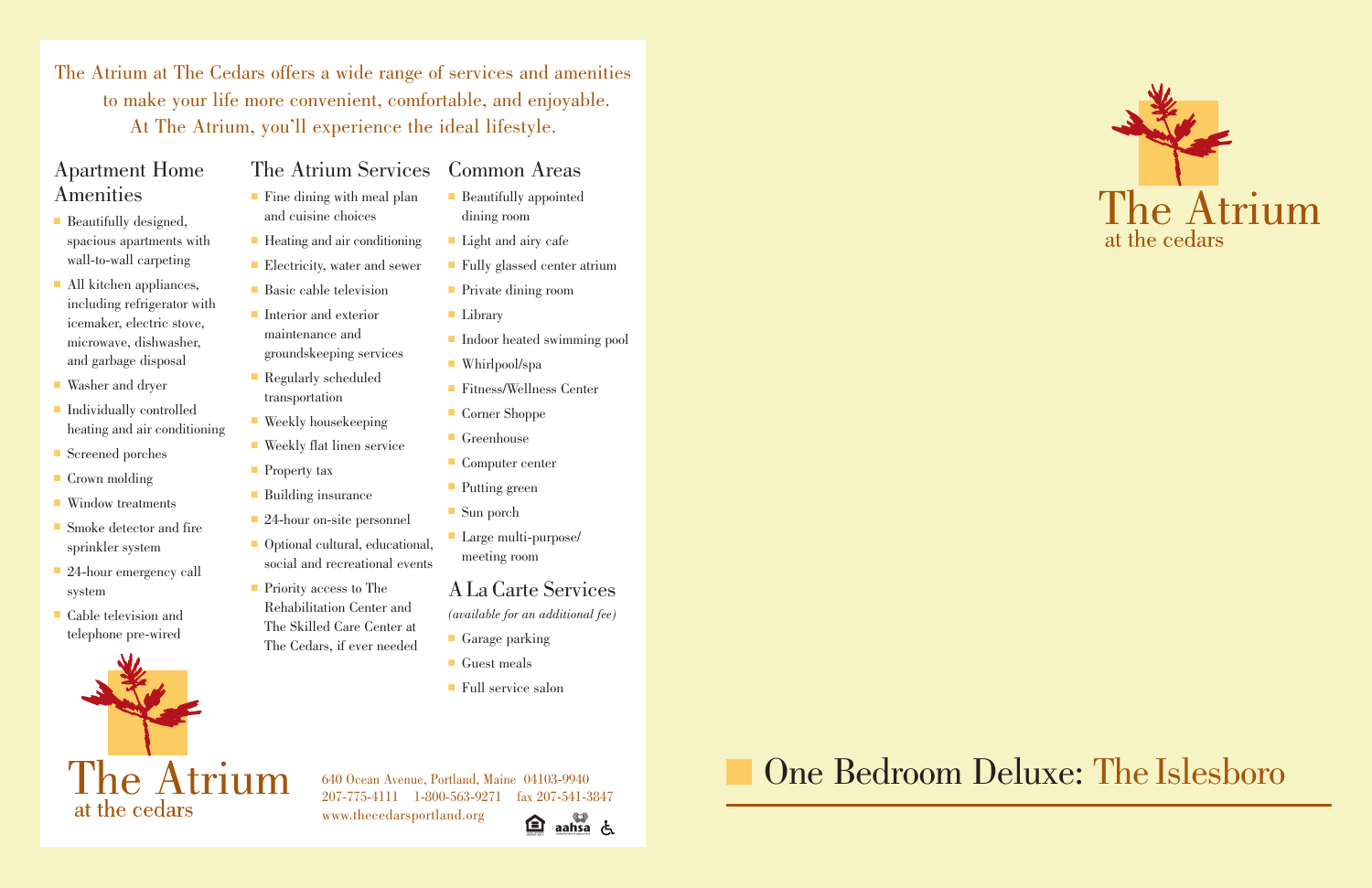The Atrium at The Cedars offers a wide range of services and amenities to make your life more convenient, comfortable, and enjoyable. At The Atrium, you'll experience the ideal lifestyle.

## Apartment Home Amenities

- Beautifully designed, spacious apartments with wall-to-wall carpeting
- All kitchen appliances, including refrigerator with icemaker, electric stove, microwave, dishwasher, and garbage disposal
- Washer and dryer
- Individually controlled heating and air conditioning
- Screened porches
- Crown molding
- Window treatments
- Smoke detector and fire sprinkler system
- 24-hour emergency call system
- Cable television and telephone pre-wired

## The Atrium Services

- Fine dining with meal plan and cuisine choices
- Heating and air conditioning
- Electricity, water and sewer
- Basic cable television
- Interior and exterior maintenance and groundskeeping services
- Regularly scheduled transportation
- Weekly housekeeping
- Weekly flat linen service
- Property tax
- Building insurance
- 24-hour on-site personnel
- Optional cultural, educational, social and recreational events
- Priority access to The Rehabilitation Center and The Skilled Care Center at The Cedars, if ever needed

## Common Areas

- Beautifully appointed dining room
- Light and airy cafe
- Fully glassed center atrium
- Private dining room
- Library
- Indoor heated swimming pool
- Whirlpool/spa
- Fitness/Wellness Center
- Corner Shoppe
- Greenhouse
- Computer center
- Putting green
- Sun porch
- Large multi-purpose/ meeting room

## A La Carte Services

*(available for an additional fee)*

- Garage parking
- Guest meals
- Full service salon

The Atrium
at the cedars

640 Ocean Avenue, Portland, Maine 04103-9940
207-775-4111 1-800-563-9271 fax 207-541-3847
www.thecedarsportland.org

The Atrium
at the cedars

# One Bedroom Deluxe: The Islesboro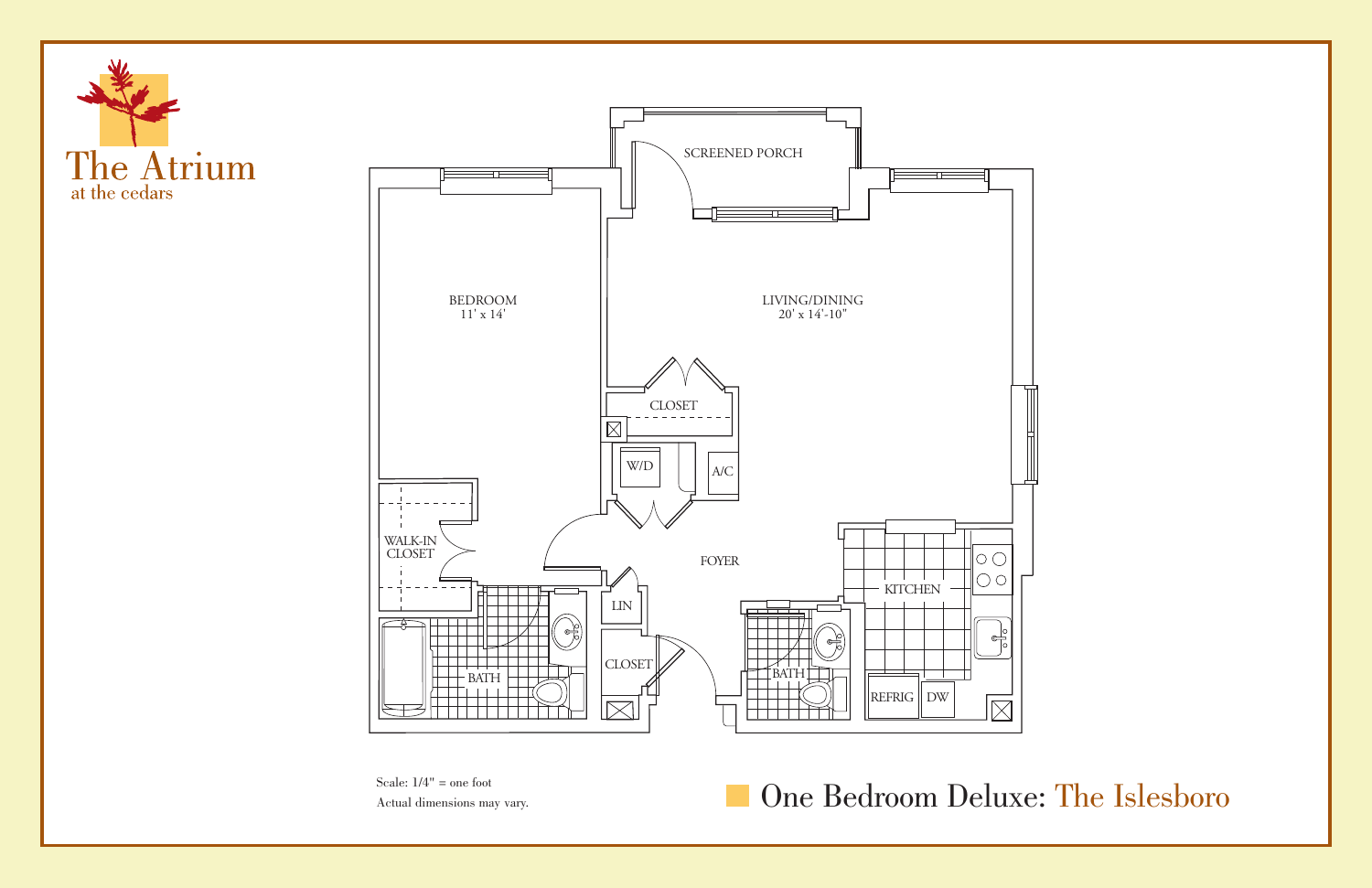# The Atrium
at the cedars

SCREENED PORCH

BEDROOM
11' x 14'

LIVING/DINING
20' x 14'-10"

CLOSET

W/D

A/C

WALK-IN CLOSET

FOYER

KITCHEN

LIN

CLOSET

BATH

BATH

REFRIG

DW

Scale: 1/4" = one foot

Actual dimensions may vary.

## One Bedroom Deluxe: The Islesboro